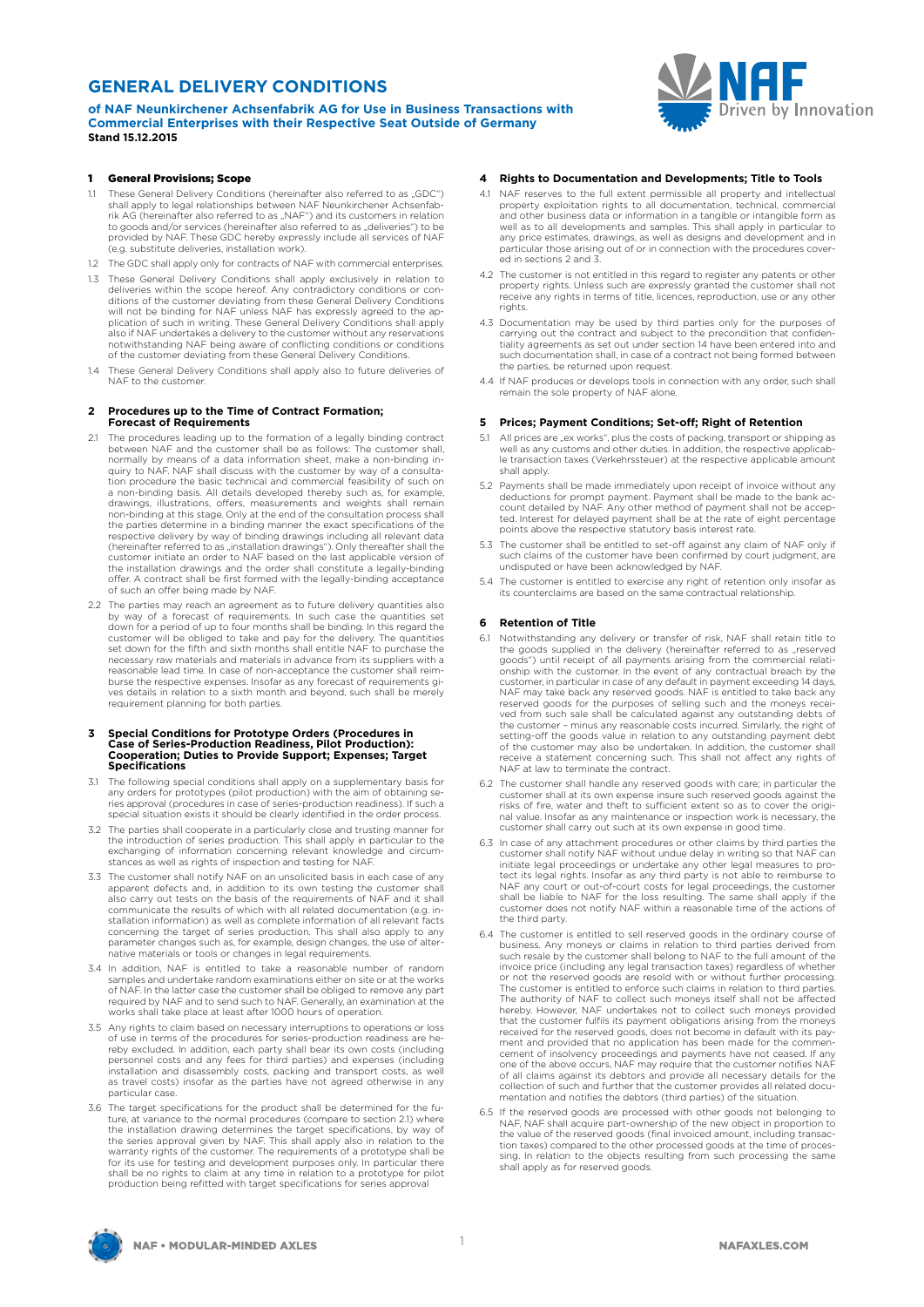# GENERAL DELIVERY CONDITIONS

**of NAF Neunkirchener Achsenfabrik AG for Use in Business Transactions with Commercial Enterprises with their Respective Seat Outside of Germany**
**Stand 15.12.2015**

## 1 General Provisions; Scope

1.1 These General Delivery Conditions (hereinafter also referred to as „GDC") shall apply to legal relationships between NAF Neunkirchener Achsenfabrik AG (hereinafter also referred to as „NAF") and its customers in relation to goods and/or services (hereinafter also referred to as „deliveries") to be provided by NAF. These GDC hereby expressly include all services of NAF (e.g. substitute deliveries, installation work).

1.2 The GDC shall apply only for contracts of NAF with commercial enterprises.

1.3 These General Delivery Conditions shall apply exclusively in relation to deliveries within the scope hereof. Any contradictory conditions or conditions of the customer deviating from these General Delivery Conditions will not be binding for NAF unless NAF has expressly agreed to the application of such in writing. These General Delivery Conditions shall apply also if NAF undertakes a delivery to the customer without any reservations notwithstanding NAF being aware of conflicting conditions or conditions of the customer deviating from these General Delivery Conditions.

1.4 These General Delivery Conditions shall apply also to future deliveries of NAF to the customer.

## 2 Procedures up to the Time of Contract Formation; Forecast of Requirements

2.1 The procedures leading up to the formation of a legally binding contract between NAF and the customer shall be as follows: The customer shall, normally by means of a data information sheet, make a non-binding inquiry to NAF. NAF shall discuss with the customer by way of a consultation procedure the basic technical and commercial feasibility of such on a non-binding basis. All details developed thereby such as, for example, drawings, illustrations, offers, measurements and weights shall remain non-binding at this stage. Only at the end of the consultation process shall the parties determine in a binding manner the exact specifications of the respective delivery by way of binding drawings including all relevant data (hereinafter referred to as „installation drawings"). Only thereafter shall the customer initiate an order to NAF based on the last applicable version of the installation drawings and the order shall constitute a legally-binding offer. A contract shall be first formed with the legally-binding acceptance of such an offer being made by NAF.

2.2 The parties may reach an agreement as to future delivery quantities also by way of a forecast of requirements. In such case the quantities set down for a period of up to four months shall be binding. In this regard the customer will be obliged to take and pay for the delivery. The quantities set down for the fifth and sixth months shall entitle NAF to purchase the necessary raw materials and materials in advance from its suppliers with a reasonable lead time. In case of non-acceptance the customer shall reimburse the respective expenses. Insofar as any forecast of requirements gives details in relation to a sixth month and beyond, such shall be merely requirement planning for both parties.

## 3 Special Conditions for Prototype Orders (Procedures in Case of Series-Production Readiness, Pilot Production): Cooperation; Duties to Provide Support; Expenses; Target Specifications

3.1 The following special conditions shall apply on a supplementary basis for any orders for prototypes (pilot production) with the aim of obtaining series approval (procedures in case of series-production readiness). If such a special situation exists it should be clearly identified in the order process.

3.2 The parties shall cooperate in a particularly close and trusting manner for the introduction of series production. This shall apply in particular to the exchanging of information concerning relevant knowledge and circumstances as well as rights of inspection and testing for NAF.

3.3 The customer shall notify NAF on an unsolicited basis in each case of any apparent defects and, in addition to its own testing the customer shall also carry out tests on the basis of the requirements of NAF and it shall communicate the results of which with all related documentation (e.g. installation information) as well as complete information of all relevant facts concerning the target of series production. This shall also apply to any parameter changes such as, for example, design changes, the use of alternative materials or tools or changes in legal requirements.

3.4 In addition, NAF is entitled to take a reasonable number of random samples and undertake random examinations either on site or at the works of NAF. In the latter case the customer shall be obliged to remove any part required by NAF and to send such to NAF. Generally, an examination at the works shall take place at least after 1000 hours of operation.

3.5 Any rights to claim based on necessary interruptions to operations or loss of use in terms of the procedures for series-production readiness are hereby excluded. In addition, each party shall bear its own costs (including personnel costs and any fees for third parties) and expenses (including installation and disassembly costs, packing and transport costs, as well as travel costs) insofar as the parties have not agreed otherwise in any particular case.

3.6 The target specifications for the product shall be determined for the future, at variance to the normal procedures (compare to section 2.1) where the installation drawing determines the target specifications, by way of the series approval given by NAF. This shall apply also in relation to the warranty rights of the customer. The requirements of a prototype shall be for its use for testing and development purposes only. In particular there shall be no rights to claim at any time in relation to a prototype for pilot production being refitted with target specifications for series approval

## 4 Rights to Documentation and Developments; Title to Tools

4.1 NAF reserves to the full extent permissible all property and intellectual property exploitation rights to all documentation, technical, commercial and other business data or information in a tangible or intangible form as well as to all developments and samples. This shall apply in particular to any price estimates, drawings, as well as designs and development and in particular those arising out of or in connection with the procedures covered in sections 2 and 3.

4.2 The customer is not entitled in this regard to register any patents or other property rights. Unless such are expressly granted the customer shall not receive any rights in terms of title, licences, reproduction, use or any other rights.

4.3 Documentation may be used by third parties only for the purposes of carrying out the contract and subject to the precondition that confidentiality agreements as set out under section 14 have been entered into and such documentation shall, in case of a contract not being formed between the parties, be returned upon request.

4.4 If NAF produces or develops tools in connection with any order, such shall remain the sole property of NAF alone.

## 5 Prices; Payment Conditions; Set-off; Right of Retention

5.1 All prices are „ex works", plus the costs of packing, transport or shipping as well as any customs and other duties. In addition, the respective applicable transaction taxes (Verkehrssteuer) at the respective applicable amount shall apply.

5.2 Payments shall be made immediately upon receipt of invoice without any deductions for prompt payment. Payment shall be made to the bank account detailed by NAF. Any other method of payment shall not be accepted. Interest for delayed payment shall be at the rate of eight percentage points above the respective statutory basis interest rate.

5.3 The customer shall be entitled to set-off against any claim of NAF only if such claims of the customer have been confirmed by court judgment, are undisputed or have been acknowledged by NAF.

5.4 The customer is entitled to exercise any right of retention only insofar as its counterclaims are based on the same contractual relationship.

## 6 Retention of Title

6.1 Notwithstanding any delivery or transfer of risk, NAF shall retain title to the goods supplied in the delivery (hereinafter referred to as „reserved goods") until receipt of all payments arising from the commercial relationship with the customer. In the event of any contractual breach by the customer, in particular in case of any default in payment exceeding 14 days, NAF may take back any reserved goods. NAF is entitled to take back any reserved goods for the purposes of selling such and the moneys received from such sale shall be calculated against any outstanding debts of the customer – minus any reasonable costs incurred. Similarly, the right of setting-off the goods value in relation to any outstanding payment debt of the customer may also be undertaken. In addition, the customer shall receive a statement concerning such. This shall not affect any rights of NAF at law to terminate the contract.

6.2 The customer shall handle any reserved goods with care; in particular the customer shall at its own expense insure such reserved goods against the risks of fire, water and theft to sufficient extent so as to cover the original value. Insofar as any maintenance or inspection work is necessary, the customer shall carry out such at its own expense in good time.

6.3 In case of any attachment procedures or other claims by third parties the customer shall notify NAF without undue delay in writing so that NAF can initiate legal proceedings or undertake any other legal measures to protect its legal rights. Insofar as any third party is not able to reimburse to NAF any court or out-of-court costs for legal proceedings, the customer shall be liable to NAF for the loss resulting. The same shall apply if the customer does not notify NAF within a reasonable time of the actions of the third party.

6.4 The customer is entitled to sell reserved goods in the ordinary course of business. Any moneys or claims in relation to third parties derived from such resale by the customer shall belong to NAF to the full amount of the invoice price (including any legal transaction taxes) regardless of whether or not the reserved goods are resold with or without further processing. The customer is entitled to enforce such claims in relation to third parties. The authority of NAF to collect such moneys itself shall not be affected hereby. However, NAF undertakes not to collect such moneys provided that the customer fulfils its payment obligations arising from the moneys received for the reserved goods, does not become in default with its payment and provided that no application has been made for the commencement of insolvency proceedings and payments have not ceased. If any one of the above occurs, NAF may require that the customer notifies NAF of all claims against its debtors and provide all necessary details for the collection of such and further that the customer provides all related documentation and notifies the debtors (third parties) of the situation.

6.5 If the reserved goods are processed with other goods not belonging to NAF, NAF shall acquire part-ownership of the new object in proportion to the value of the reserved goods (final invoiced amount, including transaction taxes) compared to the other processed goods at the time of processing. In relation to the objects resulting from such processing the same shall apply as for reserved goods.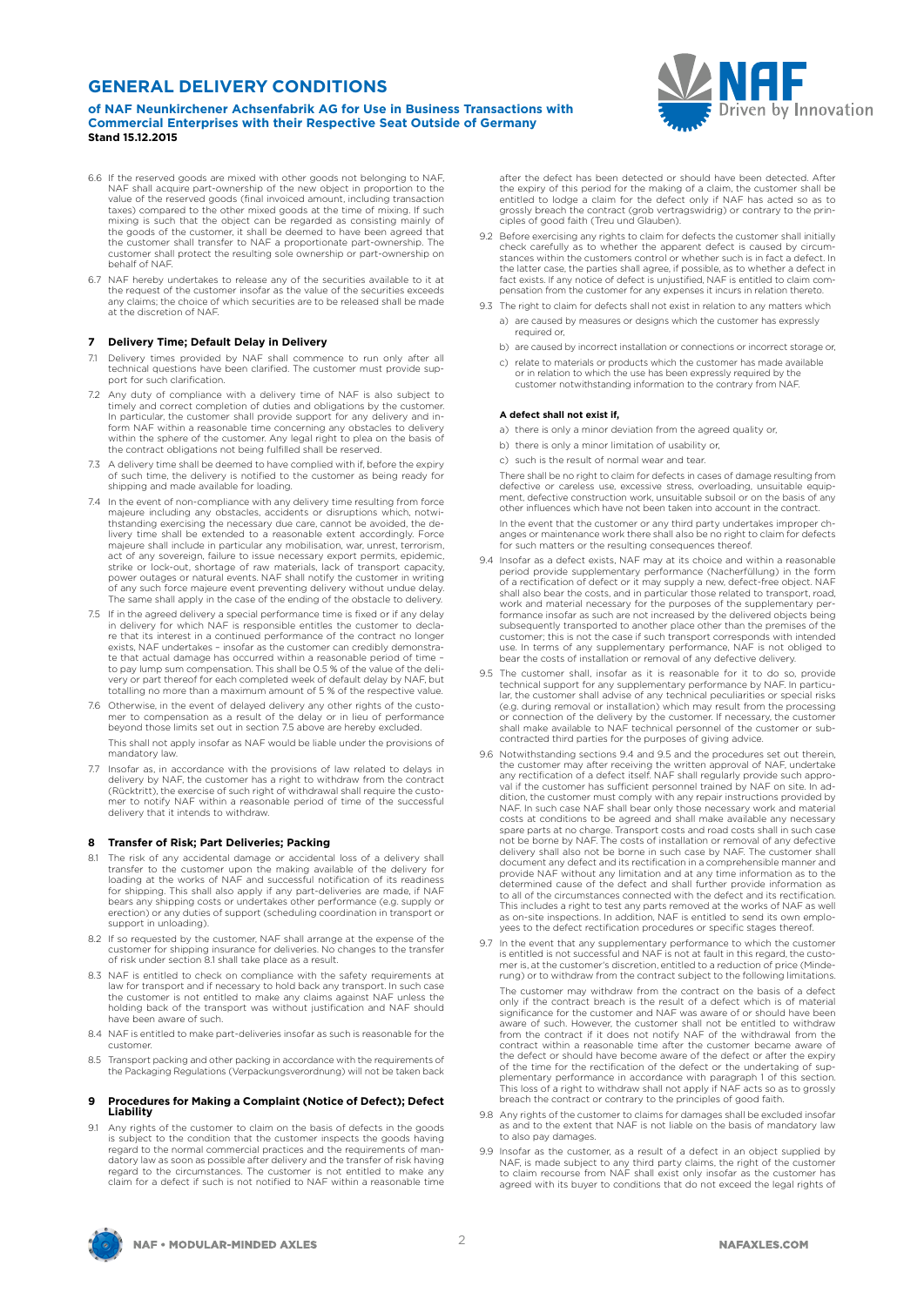6.6 If the reserved goods are mixed with other goods not belonging to NAF, NAF shall acquire part-ownership of the new object in proportion to the value of the reserved goods (final invoiced amount, including transaction taxes) compared to the other mixed goods at the time of mixing. If such mixing is such that the object can be regarded as consisting mainly of the goods of the customer, it shall be deemed to have been agreed that the customer shall transfer to NAF a proportionate part-ownership. The customer shall protect the resulting sole ownership or part-ownership on behalf of NAF.

6.7 NAF hereby undertakes to release any of the securities available to it at the request of the customer insofar as the value of the securities exceeds any claims; the choice of which securities are to be released shall be made at the discretion of NAF.

## 7 Delivery Time; Default Delay in Delivery

7.1 Delivery times provided by NAF shall commence to run only after all technical questions have been clarified. The customer must provide support for such clarification.

7.2 Any duty of compliance with a delivery time of NAF is also subject to timely and correct completion of duties and obligations by the customer. In particular, the customer shall provide support for any delivery and inform NAF within a reasonable time concerning any obstacles to delivery within the sphere of the customer. Any legal right to plea on the basis of the contract obligations not being fulfilled shall be reserved.

7.3 A delivery time shall be deemed to have complied with if, before the expiry of such time, the delivery is notified to the customer as being ready for shipping and made available for loading.

7.4 In the event of non-compliance with any delivery time resulting from force majeure including any obstacles, accidents or disruptions which, notwithstanding exercising the necessary due care, cannot be avoided, the delivery time shall be extended to a reasonable extent accordingly. Force majeure shall include in particular any mobilisation, war, unrest, terrorism, act of any sovereign, failure to issue necessary export permits, epidemic, strike or lock-out, shortage of raw materials, lack of transport capacity, power outages or natural events. NAF shall notify the customer in writing of any such force majeure event preventing delivery without undue delay. The same shall apply in the case of the ending of the obstacle to delivery.

7.5 If in the agreed delivery a special performance time is fixed or if any delay in delivery for which NAF is responsible entitles the customer to declare that its interest in a continued performance of the contract no longer exists, NAF undertakes – insofar as the customer can credibly demonstrate that actual damage has occurred within a reasonable period of time – to pay lump sum compensation. This shall be 0.5 % of the value of the delivery or part thereof for each completed week of default delay by NAF, but totalling no more than a maximum amount of 5 % of the respective value.

7.6 Otherwise, in the event of delayed delivery any other rights of the customer to compensation as a result of the delay or in lieu of performance beyond those limits set out in section 7.5 above are hereby excluded.

This shall not apply insofar as NAF would be liable under the provisions of mandatory law.

7.7 Insofar as, in accordance with the provisions of law related to delays in delivery by NAF, the customer has a right to withdraw from the contract (Rücktritt), the exercise of such right of withdrawal shall require the customer to notify NAF within a reasonable period of time of the successful delivery that it intends to withdraw.

## 8 Transfer of Risk; Part Deliveries; Packing

8.1 The risk of any accidental damage or accidental loss of a delivery shall transfer to the customer upon the making available of the delivery for loading at the works of NAF and successful notification of its readiness for shipping. This shall also apply if any part-deliveries are made, if NAF bears any shipping costs or undertakes other performance (e.g. supply or erection) or any duties of support (scheduling coordination in transport or support in unloading).

8.2 If so requested by the customer, NAF shall arrange at the expense of the customer for shipping insurance for deliveries. No changes to the transfer of risk under section 8.1 shall take place as a result.

8.3 NAF is entitled to check on compliance with the safety requirements at law for transport and if necessary to hold back any transport. In such case the customer is not entitled to make any claims against NAF unless the holding back of the transport was without justification and NAF should have been aware of such.

8.4 NAF is entitled to make part-deliveries insofar as such is reasonable for the customer.

8.5 Transport packing and other packing in accordance with the requirements of the Packaging Regulations (Verpackungsverordnung) will not be taken back

## 9 Procedures for Making a Complaint (Notice of Defect); Defect Liability

9.1 Any rights of the customer to claim on the basis of defects in the goods is subject to the condition that the customer inspects the goods having regard to the normal commercial practices and the requirements of mandatory law as soon as possible after delivery and the transfer of risk having regard to the circumstances. The customer is not entitled to make any claim for a defect if such is not notified to NAF within a reasonable time after the defect has been detected or should have been detected. After the expiry of this period for the making of a claim, the customer shall be entitled to lodge a claim for the defect only if NAF has acted so as to grossly breach the contract (grob vertragswidrig) or contrary to the principles of good faith (Treu und Glauben).

9.2 Before exercising any rights to claim for defects the customer shall initially check carefully as to whether the apparent defect is caused by circumstances within the customers control or whether such is in fact a defect. In the latter case, the parties shall agree, if possible, as to whether a defect in fact exists. If any notice of defect is unjustified, NAF is entitled to claim compensation from the customer for any expenses it incurs in relation thereto.

9.3 The right to claim for defects shall not exist in relation to any matters which

a) are caused by measures or designs which the customer has expressly required or,

b) are caused by incorrect installation or connections or incorrect storage or,

c) relate to materials or products which the customer has made available or in relation to which the use has been expressly required by the customer notwithstanding information to the contrary from NAF.

**A defect shall not exist if,**

a) there is only a minor deviation from the agreed quality or,

b) there is only a minor limitation of usability or,

c) such is the result of normal wear and tear.

There shall be no right to claim for defects in cases of damage resulting from defective or careless use, excessive stress, overloading, unsuitable equipment, defective construction work, unsuitable subsoil or on the basis of any other influences which have not been taken into account in the contract.

In the event that the customer or any third party undertakes improper changes or maintenance work there shall also be no right to claim for defects for such matters or the resulting consequences thereof.

9.4 Insofar as a defect exists, NAF may at its choice and within a reasonable period provide supplementary performance (Nacherfüllung) in the form of a rectification of defect or it may supply a new, defect-free object. NAF shall also bear the costs, and in particular those related to transport, road, work and material necessary for the purposes of the supplementary performance insofar as such are not increased by the delivered objects being subsequently transported to another place other than the premises of the customer; this is not the case if such transport corresponds with intended use. In terms of any supplementary performance, NAF is not obliged to bear the costs of installation or removal of any defective delivery.

9.5 The customer shall, insofar as it is reasonable for it to do so, provide technical support for any supplementary performance by NAF. In particular, the customer shall advise of any technical peculiarities or special risks (e.g. during removal or installation) which may result from the processing or connection of the delivery by the customer. If necessary, the customer shall make available to NAF technical personnel of the customer or subcontracted third parties for the purposes of giving advice.

9.6 Notwithstanding sections 9.4 and 9.5 and the procedures set out therein, the customer may after receiving the written approval of NAF, undertake any rectification of a defect itself. NAF shall regularly provide such approval if the customer has sufficient personnel trained by NAF on site. In addition, the customer must comply with any repair instructions provided by NAF. In such case NAF shall bear only those necessary work and material costs at conditions to be agreed and shall make available any necessary spare parts at no charge. Transport costs and road costs shall in such case not be borne by NAF. The costs of installation or removal of any defective delivery shall also not be borne in such case by NAF. The customer shall document any defect and its rectification in a comprehensible manner and provide NAF without any limitation and at any time information as to the determined cause of the defect and shall further provide information as to all of the circumstances connected with the defect and its rectification. This includes a right to test any parts removed at the works of NAF as well as on-site inspections. In addition, NAF is entitled to send its own employees to the defect rectification procedures or specific stages thereof.

9.7 In the event that any supplementary performance to which the customer is entitled is not successful and NAF is not at fault in this regard, the customer is, at the customer's discretion, entitled to a reduction of price (Minderung) or to withdraw from the contract subject to the following limitations.

The customer may withdraw from the contract on the basis of a defect only if the contract breach is the result of a defect which is of material significance for the customer and NAF was aware of or should have been aware of such. However, the customer shall not be entitled to withdraw from the contract if it does not notify NAF of the withdrawal from the contract within a reasonable time after the customer became aware of the defect or should have become aware of the defect or after the expiry of the time for the rectification of the defect or the undertaking of supplementary performance in accordance with paragraph 1 of this section. This loss of a right to withdraw shall not apply if NAF acts so as to grossly breach the contract or contrary to the principles of good faith.

9.8 Any rights of the customer to claims for damages shall be excluded insofar as and to the extent that NAF is not liable on the basis of mandatory law to also pay damages.

9.9 Insofar as the customer, as a result of a defect in an object supplied by NAF, is made subject to any third party claims, the right of the customer to claim recourse from NAF shall exist only insofar as the customer has agreed with its buyer to conditions that do not exceed the legal rights of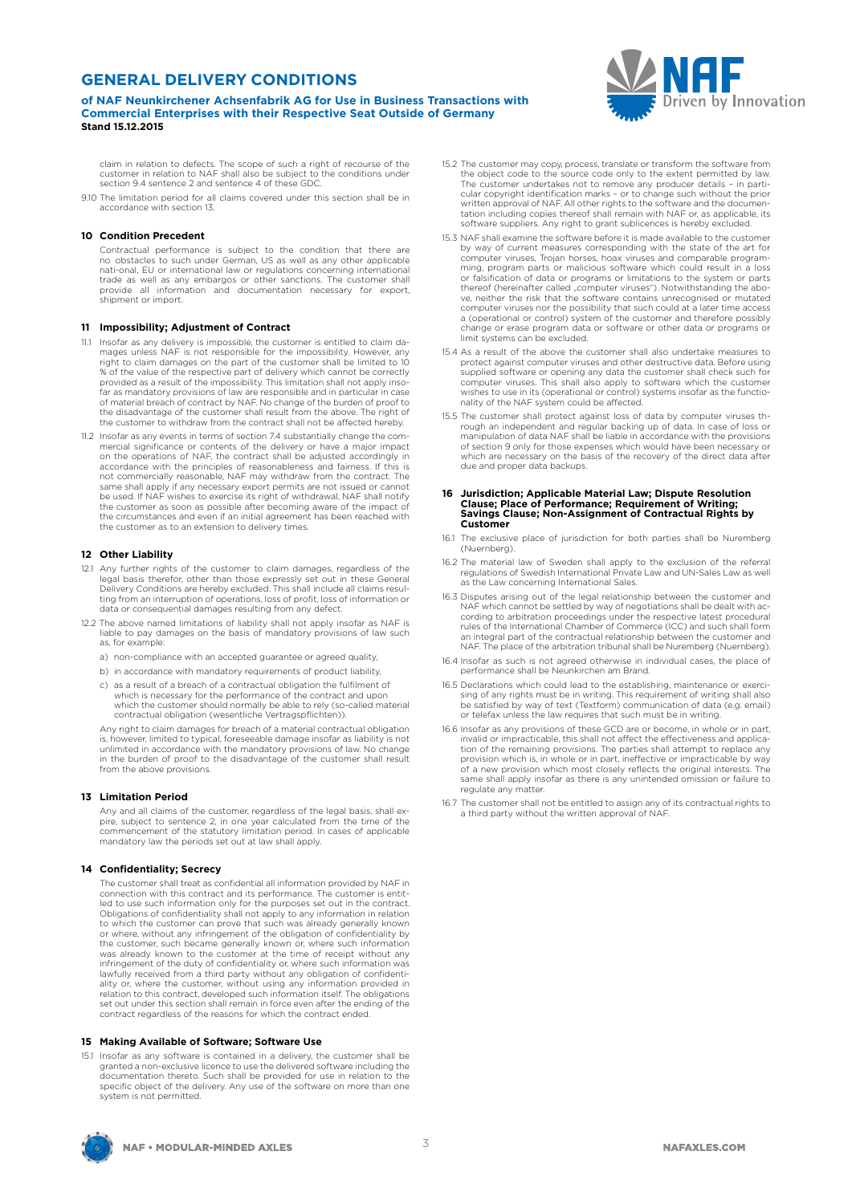claim in relation to defects. The scope of such a right of recourse of the customer in relation to NAF shall also be subject to the conditions under section 9.4 sentence 2 and sentence 4 of these GDC.

9.10 The limitation period for all claims covered under this section shall be in accordance with section 13.

## 10 Condition Precedent

Contractual performance is subject to the condition that there are no obstacles to such under German, US as well as any other applicable nati-onal, EU or international law or regulations concerning international trade as well as any embargos or other sanctions. The customer shall provide all information and documentation necessary for export, shipment or import.

## 11 Impossibility; Adjustment of Contract

11.1 Insofar as any delivery is impossible, the customer is entitled to claim damages unless NAF is not responsible for the impossibility. However, any right to claim damages on the part of the customer shall be limited to 10 % of the value of the respective part of delivery which cannot be correctly provided as a result of the impossibility. This limitation shall not apply insofar as mandatory provisions of law are responsible and in particular in case of material breach of contract by NAF. No change of the burden of proof to the disadvantage of the customer shall result from the above. The right of the customer to withdraw from the contract shall not be affected hereby.

11.2 Insofar as any events in terms of section 7.4 substantially change the commercial significance or contents of the delivery or have a major impact on the operations of NAF, the contract shall be adjusted accordingly in accordance with the principles of reasonableness and fairness. If this is not commercially reasonable, NAF may withdraw from the contract. The same shall apply if any necessary export permits are not issued or cannot be used. If NAF wishes to exercise its right of withdrawal, NAF shall notify the customer as soon as possible after becoming aware of the impact of the circumstances and even if an initial agreement has been reached with the customer as to an extension to delivery times.

## 12 Other Liability

12.1 Any further rights of the customer to claim damages, regardless of the legal basis therefor, other than those expressly set out in these General Delivery Conditions are hereby excluded. This shall include all claims resulting from an interruption of operations, loss of profit, loss of information or data or consequential damages resulting from any defect.

12.2 The above named limitations of liability shall not apply insofar as NAF is liable to pay damages on the basis of mandatory provisions of law such as, for example:

a) non-compliance with an accepted guarantee or agreed quality,

b) in accordance with mandatory requirements of product liability,

c) as a result of a breach of a contractual obligation the fulfilment of which is necessary for the performance of the contract and upon which the customer should normally be able to rely (so-called material contractual obligation (wesentliche Vertragspflichten)).

Any right to claim damages for breach of a material contractual obligation is, however, limited to typical, foreseeable damage insofar as liability is not unlimited in accordance with the mandatory provisions of law. No change in the burden of proof to the disadvantage of the customer shall result from the above provisions.

## 13 Limitation Period

Any and all claims of the customer, regardless of the legal basis, shall expire, subject to sentence 2, in one year calculated from the time of the commencement of the statutory limitation period. In cases of applicable mandatory law the periods set out at law shall apply.

## 14 Confidentiality; Secrecy

The customer shall treat as confidential all information provided by NAF in connection with this contract and its performance. The customer is entitled to use such information only for the purposes set out in the contract. Obligations of confidentiality shall not apply to any information in relation to which the customer can prove that such was already generally known or where, without any infringement of the obligation of confidentiality by the customer, such became generally known or, where such information was already known to the customer at the time of receipt without any infringement of the duty of confidentiality or, where such information was lawfully received from a third party without any obligation of confidentiality or, where the customer, without using any information provided in relation to this contract, developed such information itself. The obligations set out under this section shall remain in force even after the ending of the contract regardless of the reasons for which the contract ended.

## 15 Making Available of Software; Software Use

15.1 Insofar as any software is contained in a delivery, the customer shall be granted a non-exclusive licence to use the delivered software including the documentation thereto. Such shall be provided for use in relation to the specific object of the delivery. Any use of the software on more than one system is not permitted.

15.2 The customer may copy, process, translate or transform the software from the object code to the source code only to the extent permitted by law. The customer undertakes not to remove any producer details – in particular copyright identification marks – or to change such without the prior written approval of NAF. All other rights to the software and the documentation including copies thereof shall remain with NAF or, as applicable, its software suppliers. Any right to grant sublicences is hereby excluded.

15.3 NAF shall examine the software before it is made available to the customer by way of current measures corresponding with the state of the art for computer viruses, Trojan horses, hoax viruses and comparable programming, program parts or malicious software which could result in a loss or falsification of data or programs or limitations to the system or parts thereof (hereinafter called „computer viruses"). Notwithstanding the above, neither the risk that the software contains unrecognised or mutated computer viruses nor the possibility that such could at a later time access a (operational or control) system of the customer and therefore possibly change or erase program data or software or other data or programs or limit systems can be excluded.

15.4 As a result of the above the customer shall also undertake measures to protect against computer viruses and other destructive data. Before using supplied software or opening any data the customer shall check such for computer viruses. This shall also apply to software which the customer wishes to use in its (operational or control) systems insofar as the functionality of the NAF system could be affected.

15.5 The customer shall protect against loss of data by computer viruses through an independent and regular backing up of data. In case of loss or manipulation of data NAF shall be liable in accordance with the provisions of section 9 only for those expenses which would have been necessary or which are necessary on the basis of the recovery of the direct data after due and proper data backups.

## 16 Jurisdiction; Applicable Material Law; Dispute Resolution Clause; Place of Performance; Requirement of Writing; Savings Clause; Non-Assignment of Contractual Rights by Customer

16.1 The exclusive place of jurisdiction for both parties shall be Nuremberg (Nuernberg).

16.2 The material law of Sweden shall apply to the exclusion of the referral regulations of Swedish International Private Law and UN-Sales Law as well as the Law concerning International Sales.

16.3 Disputes arising out of the legal relationship between the customer and NAF which cannot be settled by way of negotiations shall be dealt with according to arbitration proceedings under the respective latest procedural rules of the International Chamber of Commerce (ICC) and such shall form an integral part of the contractual relationship between the customer and NAF. The place of the arbitration tribunal shall be Nuremberg (Nuernberg).

16.4 Insofar as such is not agreed otherwise in individual cases, the place of performance shall be Neunkirchen am Brand.

16.5 Declarations which could lead to the establishing, maintenance or exercising of any rights must be in writing. This requirement of writing shall also be satisfied by way of text (Textform) communication of data (e.g. email) or telefax unless the law requires that such must be in writing.

16.6 Insofar as any provisions of these GCD are or become, in whole or in part, invalid or impracticable, this shall not affect the effectiveness and application of the remaining provisions. The parties shall attempt to replace any provision which is, in whole or in part, ineffective or impracticable by way of a new provision which most closely reflects the original interests. The same shall apply insofar as there is any unintended omission or failure to regulate any matter.

16.7 The customer shall not be entitled to assign any of its contractual rights to a third party without the written approval of NAF.